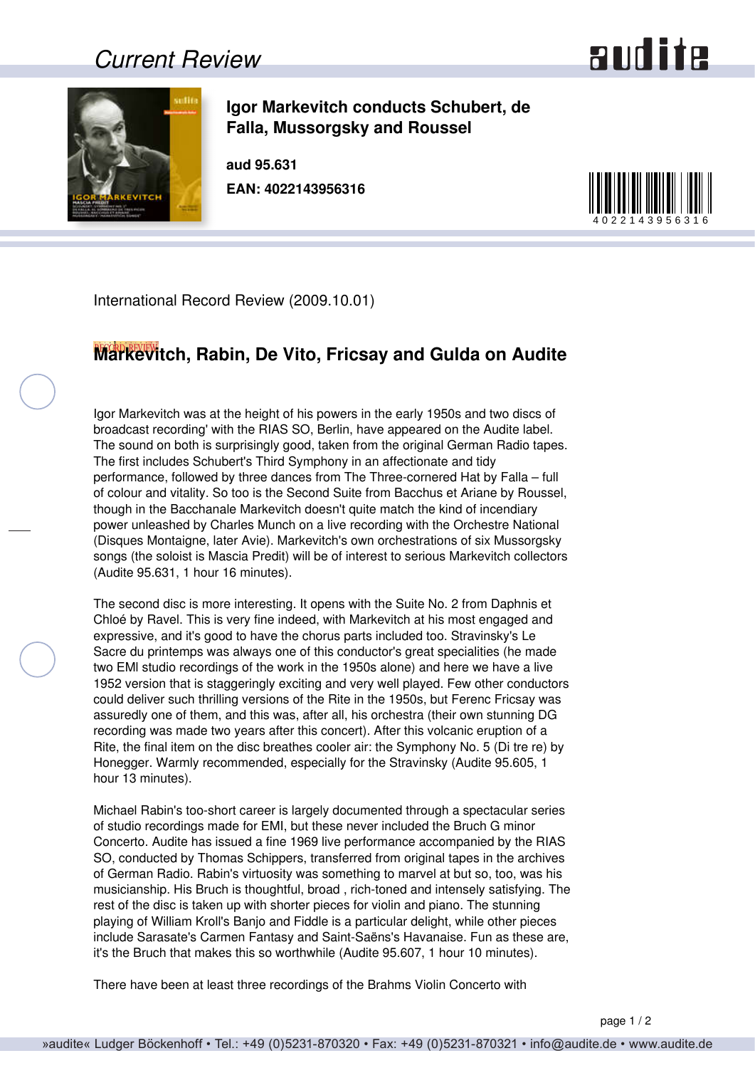## Igor Markevitch conducts Schubert, de Falla, Mussorgsky and Roussel

**aud 95.631**

**EAN: 4022143956316**

International Record Review (2009.10.01)

## Markevitch, Rabin, De Vito, Fricsay and Gulda on Audite

Igor Markevitch was at the height of his powers in the early 1950s and two discs of broadcast recording' with the RIAS SO, Berlin, have appeared on the Audite label. The sound on both is surprisingly good, taken from the original German Radio tapes. The first includes Schubert's Third Symphony in an affectionate and tidy performance, followed by three dances from The Three-cornered Hat by Falla – full of colour and vitality. So too is the Second Suite from Bacchus et Ariane by Roussel, though in the Bacchanale Markevitch doesn't quite match the kind of incendiary power unleashed by Charles Munch on a live recording with the Orchestre National (Disques Montaigne, later Avie). Markevitch's own orchestrations of six Mussorgsky songs (the soloist is Mascia Predit) will be of interest to serious Markevitch collectors (Audite 95.631, 1 hour 16 minutes).

The second disc is more interesting. It opens with the Suite No. 2 from Daphnis et Chloé by Ravel. This is very fine indeed, with Markevitch at his most engaged and expressive, and it's good to have the chorus parts included too. Stravinsky's Le Sacre du printemps was always one of this conductor's great specialities (he made two EMI studio recordings of the work in the 1950s alone) and here we have a live 1952 version that is staggeringly exciting and very well played. Few other conductors could deliver such thrilling versions of the Rite in the 1950s, but Ferenc Fricsay was assuredly one of them, and this was, after all, his orchestra (their own stunning DG recording was made two years after this concert). After this volcanic eruption of a Rite, the final item on the disc breathes cooler air: the Symphony No. 5 (Di tre re) by Honegger. Warmly recommended, especially for the Stravinsky (Audite 95.605, 1 hour 13 minutes).

Michael Rabin's too-short career is largely documented through a spectacular series of studio recordings made for EMI, but these never included the Bruch G minor Concerto. Audite has issued a fine 1969 live performance accompanied by the RIAS SO, conducted by Thomas Schippers, transferred from original tapes in the archives of German Radio. Rabin's virtuosity was something to marvel at but so, too, was his musicianship. His Bruch is thoughtful, broad , rich-toned and intensely satisfying. The rest of the disc is taken up with shorter pieces for violin and piano. The stunning playing of William Kroll's Banjo and Fiddle is a particular delight, while other pieces include Sarasate's Carmen Fantasy and Saint-Saëns's Havanaise. Fun as these are, it's the Bruch that makes this so worthwhile (Audite 95.607, 1 hour 10 minutes).

There have been at least three recordings of the Brahms Violin Concerto with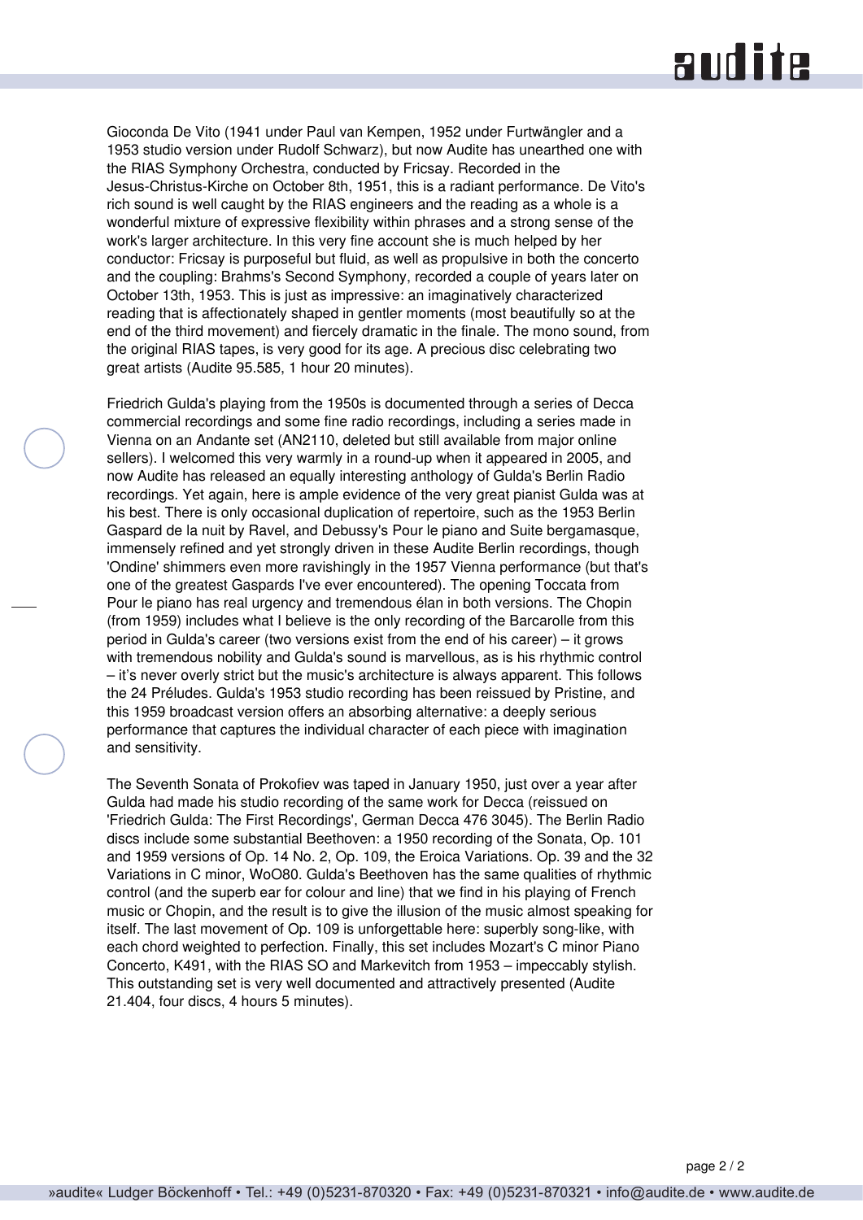Gioconda De Vito (1941 under Paul van Kempen, 1952 under Furtwängler and a 1953 studio version under Rudolf Schwarz), but now Audite has unearthed one with the RIAS Symphony Orchestra, conducted by Fricsay. Recorded in the Jesus-Christus-Kirche on October 8th, 1951, this is a radiant performance. De Vito's rich sound is well caught by the RIAS engineers and the reading as a whole is a wonderful mixture of expressive flexibility within phrases and a strong sense of the work's larger architecture. In this very fine account she is much helped by her conductor: Fricsay is purposeful but fluid, as well as propulsive in both the concerto and the coupling: Brahms's Second Symphony, recorded a couple of years later on October 13th, 1953. This is just as impressive: an imaginatively characterized reading that is affectionately shaped in gentler moments (most beautifully so at the end of the third movement) and fiercely dramatic in the finale. The mono sound, from the original RIAS tapes, is very good for its age. A precious disc celebrating two great artists (Audite 95.585, 1 hour 20 minutes).

Friedrich Gulda's playing from the 1950s is documented through a series of Decca commercial recordings and some fine radio recordings, including a series made in Vienna on an Andante set (AN2110, deleted but still available from major online sellers). I welcomed this very warmly in a round-up when it appeared in 2005, and now Audite has released an equally interesting anthology of Gulda's Berlin Radio recordings. Yet again, here is ample evidence of the very great pianist Gulda was at his best. There is only occasional duplication of repertoire, such as the 1953 Berlin Gaspard de la nuit by Ravel, and Debussy's Pour le piano and Suite bergamasque, immensely refined and yet strongly driven in these Audite Berlin recordings, though 'Ondine' shimmers even more ravishingly in the 1957 Vienna performance (but that's one of the greatest Gaspards I've ever encountered). The opening Toccata from Pour le piano has real urgency and tremendous élan in both versions. The Chopin (from 1959) includes what I believe is the only recording of the Barcarolle from this period in Gulda's career (two versions exist from the end of his career) – it grows with tremendous nobility and Gulda's sound is marvellous, as is his rhythmic control – it's never overly strict but the music's architecture is always apparent. This follows the 24 Préludes. Gulda's 1953 studio recording has been reissued by Pristine, and this 1959 broadcast version offers an absorbing alternative: a deeply serious performance that captures the individual character of each piece with imagination and sensitivity.

The Seventh Sonata of Prokofiev was taped in January 1950, just over a year after Gulda had made his studio recording of the same work for Decca (reissued on 'Friedrich Gulda: The First Recordings', German Decca 476 3045). The Berlin Radio discs include some substantial Beethoven: a 1950 recording of the Sonata, Op. 101 and 1959 versions of Op. 14 No. 2, Op. 109, the Eroica Variations. Op. 39 and the 32 Variations in C minor, WoO80. Gulda's Beethoven has the same qualities of rhythmic control (and the superb ear for colour and line) that we find in his playing of French music or Chopin, and the result is to give the illusion of the music almost speaking for itself. The last movement of Op. 109 is unforgettable here: superbly song-like, with each chord weighted to perfection. Finally, this set includes Mozart's C minor Piano Concerto, K491, with the RIAS SO and Markevitch from 1953 – impeccably stylish. This outstanding set is very well documented and attractively presented (Audite 21.404, four discs, 4 hours 5 minutes).